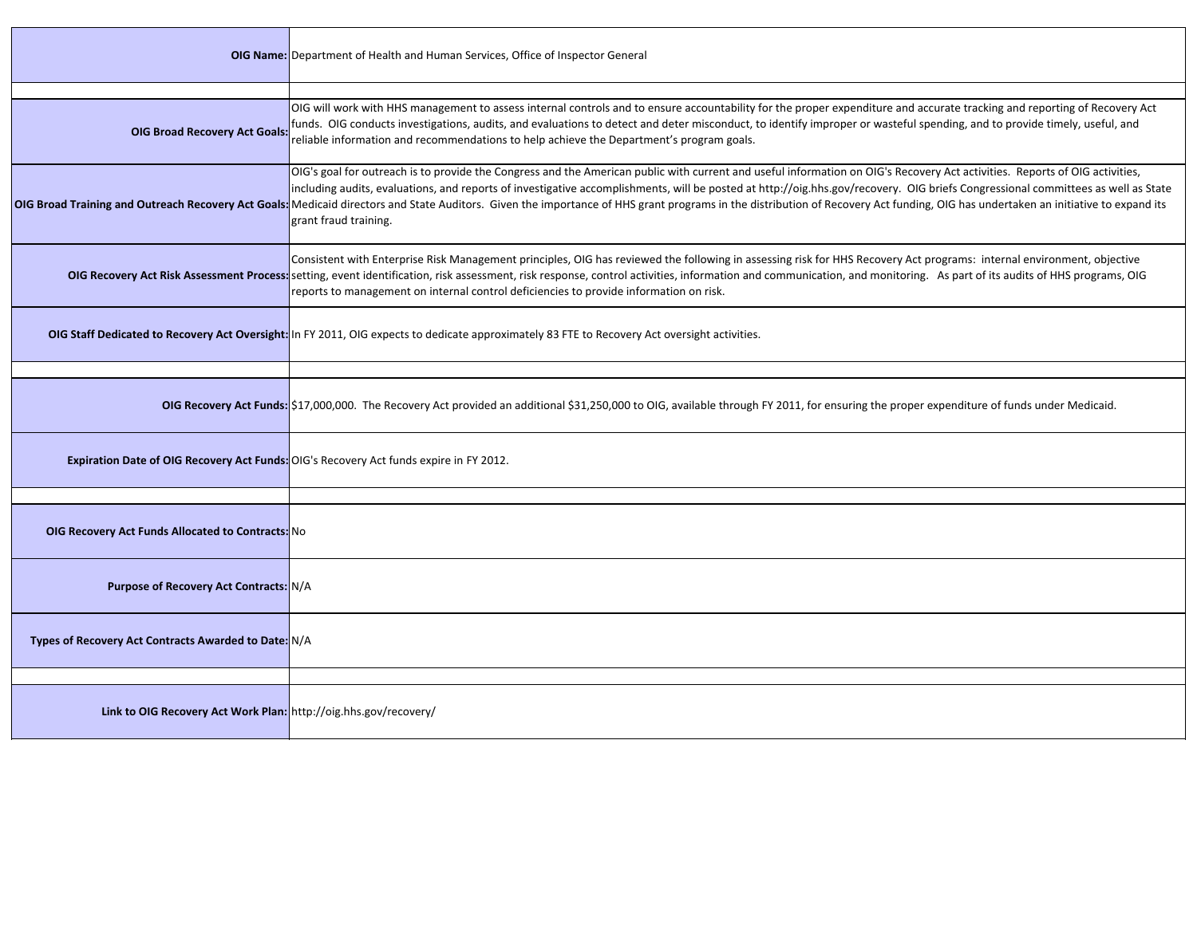| | |
|---|---|
| **OIG Name:** | Department of Health and Human Services, Office of Inspector General |
| | |
| **OIG Broad Recovery Act Goals:** | OIG will work with HHS management to assess internal controls and to ensure accountability for the proper expenditure and accurate tracking and reporting of Recovery Act funds. OIG conducts investigations, audits, and evaluations to detect and deter misconduct, to identify improper or wasteful spending, and to provide timely, useful, and reliable information and recommendations to help achieve the Department's program goals. |
| **OIG Broad Training and Outreach Recovery Act Goals:** | OIG's goal for outreach is to provide the Congress and the American public with current and useful information on OIG's Recovery Act activities. Reports of OIG activities, including audits, evaluations, and reports of investigative accomplishments, will be posted at http://oig.hhs.gov/recovery. OIG briefs Congressional committees as well as State Medicaid directors and State Auditors. Given the importance of HHS grant programs in the distribution of Recovery Act funding, OIG has undertaken an initiative to expand its grant fraud training. |
| **OIG Recovery Act Risk Assessment Process:** | Consistent with Enterprise Risk Management principles, OIG has reviewed the following in assessing risk for HHS Recovery Act programs: internal environment, objective setting, event identification, risk assessment, risk response, control activities, information and communication, and monitoring. As part of its audits of HHS programs, OIG reports to management on internal control deficiencies to provide information on risk. |
| **OIG Staff Dedicated to Recovery Act Oversight:** | In FY 2011, OIG expects to dedicate approximately 83 FTE to Recovery Act oversight activities. |
| | |
| **OIG Recovery Act Funds:** | $17,000,000. The Recovery Act provided an additional $31,250,000 to OIG, available through FY 2011, for ensuring the proper expenditure of funds under Medicaid. |
| **Expiration Date of OIG Recovery Act Funds:** | OIG's Recovery Act funds expire in FY 2012. |
| | |
| **OIG Recovery Act Funds Allocated to Contracts:** | No |
| **Purpose of Recovery Act Contracts:** | N/A |
| **Types of Recovery Act Contracts Awarded to Date:** | N/A |
| | |
| **Link to OIG Recovery Act Work Plan:** | http://oig.hhs.gov/recovery/ |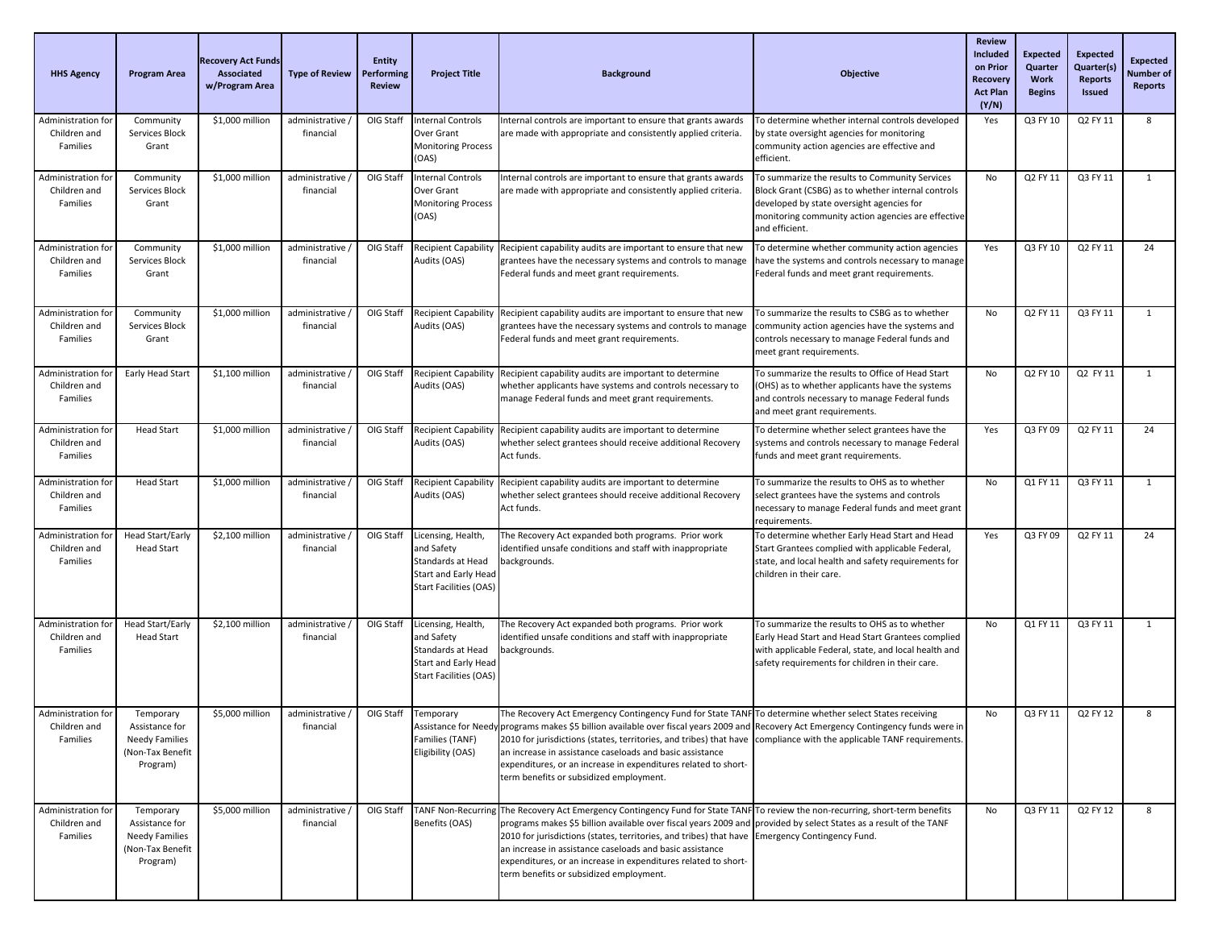| HHS Agency | Program Area | Recovery Act Funds Associated w/Program Area | Type of Review | Entity Performing Review | Project Title | Background | Objective | Review Included on Prior Recovery Act Plan (Y/N) | Expected Quarter Work Begins | Expected Quarter(s) Reports Issued | Expected Number of Reports |
|---|---|---|---|---|---|---|---|---|---|---|---|
| Administration for Children and Families | Community Services Block Grant | $1,000 million | administrative / financial | OIG Staff | Internal Controls Over Grant Monitoring Process (OAS) | Internal controls are important to ensure that grants awards are made with appropriate and consistently applied criteria. | To determine whether internal controls developed by state oversight agencies for monitoring community action agencies are effective and efficient. | Yes | Q3 FY 10 | Q2 FY 11 | 8 |
| Administration for Children and Families | Community Services Block Grant | $1,000 million | administrative / financial | OIG Staff | Internal Controls Over Grant Monitoring Process (OAS) | Internal controls are important to ensure that grants awards are made with appropriate and consistently applied criteria. | To summarize the results to Community Services Block Grant (CSBG) as to whether internal controls developed by state oversight agencies for monitoring community action agencies are effective and efficient. | No | Q2 FY 11 | Q3 FY 11 | 1 |
| Administration for Children and Families | Community Services Block Grant | $1,000 million | administrative / financial | OIG Staff | Recipient Capability Audits (OAS) | Recipient capability audits are important to ensure that new grantees have the necessary systems and controls to manage Federal funds and meet grant requirements. | To determine whether community action agencies have the systems and controls necessary to manage Federal funds and meet grant requirements. | Yes | Q3 FY 10 | Q2 FY 11 | 24 |
| Administration for Children and Families | Community Services Block Grant | $1,000 million | administrative / financial | OIG Staff | Recipient Capability Audits (OAS) | Recipient capability audits are important to ensure that new grantees have the necessary systems and controls to manage Federal funds and meet grant requirements. | To summarize the results to CSBG as to whether community action agencies have the systems and controls necessary to manage Federal funds and meet grant requirements. | No | Q2 FY 11 | Q3 FY 11 | 1 |
| Administration for Children and Families | Early Head Start | $1,100 million | administrative / financial | OIG Staff | Recipient Capability Audits (OAS) | Recipient capability audits are important to determine whether applicants have systems and controls necessary to manage Federal funds and meet grant requirements. | To summarize the results to Office of Head Start (OHS) as to whether applicants have the systems and controls necessary to manage Federal funds and meet grant requirements. | No | Q2 FY 10 | Q2 FY 11 | 1 |
| Administration for Children and Families | Head Start | $1,000 million | administrative / financial | OIG Staff | Recipient Capability Audits (OAS) | Recipient capability audits are important to determine whether select grantees should receive additional Recovery Act funds. | To determine whether select grantees have the systems and controls necessary to manage Federal funds and meet grant requirements. | Yes | Q3 FY 09 | Q2 FY 11 | 24 |
| Administration for Children and Families | Head Start | $1,000 million | administrative / financial | OIG Staff | Recipient Capability Audits (OAS) | Recipient capability audits are important to determine whether select grantees should receive additional Recovery Act funds. | To summarize the results to OHS as to whether select grantees have the systems and controls necessary to manage Federal funds and meet grant requirements. | No | Q1 FY 11 | Q3 FY 11 | 1 |
| Administration for Children and Families | Head Start/Early Head Start | $2,100 million | administrative / financial | OIG Staff | Licensing, Health, and Safety Standards at Head Start and Early Head Start Facilities (OAS) | The Recovery Act expanded both programs. Prior work identified unsafe conditions and staff with inappropriate backgrounds. | To determine whether Early Head Start and Head Start Grantees complied with applicable Federal, state, and local health and safety requirements for children in their care. | Yes | Q3 FY 09 | Q2 FY 11 | 24 |
| Administration for Children and Families | Head Start/Early Head Start | $2,100 million | administrative / financial | OIG Staff | Licensing, Health, and Safety Standards at Head Start and Early Head Start Facilities (OAS) | The Recovery Act expanded both programs. Prior work identified unsafe conditions and staff with inappropriate backgrounds. | To summarize the results to OHS as to whether Early Head Start and Head Start Grantees complied with applicable Federal, state, and local health and safety requirements for children in their care. | No | Q1 FY 11 | Q3 FY 11 | 1 |
| Administration for Children and Families | Temporary Assistance for Needy Families (Non-Tax Benefit Program) | $5,000 million | administrative / financial | OIG Staff | Temporary Assistance for Needy Families (TANF) Eligibility (OAS) | The Recovery Act Emergency Contingency Fund for State TANF programs makes $5 billion available over fiscal years 2009 and 2010 for jurisdictions (states, territories, and tribes) that have an increase in assistance caseloads and basic assistance expenditures, or an increase in expenditures related to short-term benefits or subsidized employment. | To determine whether select States receiving Recovery Act Emergency Contingency funds were in compliance with the applicable TANF requirements. | No | Q3 FY 11 | Q2 FY 12 | 8 |
| Administration for Children and Families | Temporary Assistance for Needy Families (Non-Tax Benefit Program) | $5,000 million | administrative / financial | OIG Staff | TANF Non-Recurring Benefits (OAS) | The Recovery Act Emergency Contingency Fund for State TANF programs makes $5 billion available over fiscal years 2009 and 2010 for jurisdictions (states, territories, and tribes) that have an increase in assistance caseloads and basic assistance expenditures, or an increase in expenditures related to short-term benefits or subsidized employment. | To review the non-recurring, short-term benefits provided by select States as a result of the TANF Emergency Contingency Fund. | No | Q3 FY 11 | Q2 FY 12 | 8 |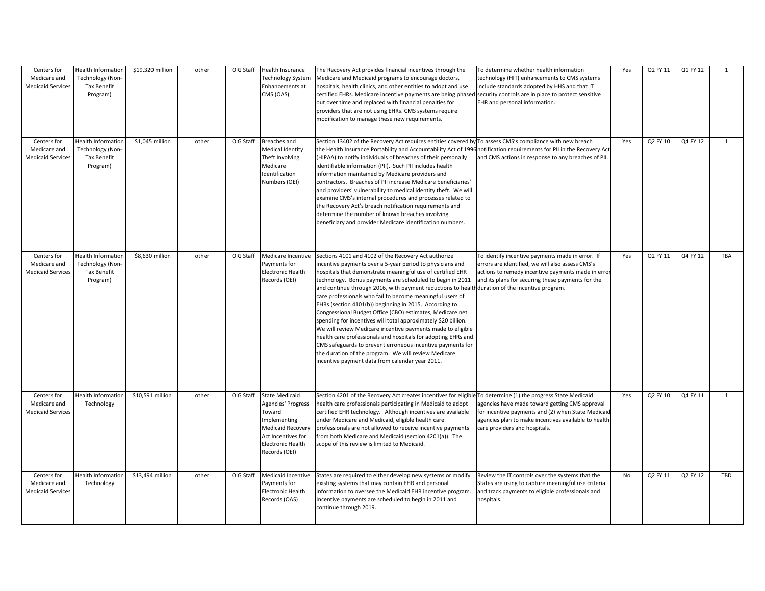| | | | | | | | | | | | |
|---|---|---|---|---|---|---|---|---|---|---|---|
| Centers for Medicare and Medicaid Services | Health Information Technology (Non-Tax Benefit Program) | $19,320 million | other | OIG Staff | Health Insurance Technology System Enhancements at CMS (OAS) | The Recovery Act provides financial incentives through the Medicare and Medicaid programs to encourage doctors, hospitals, health clinics, and other entities to adopt and use certified EHRs. Medicare incentive payments are being phased out over time and replaced with financial penalties for providers that are not using EHRs. CMS systems require modification to manage these new requirements. | To determine whether health information technology (HIT) enhancements to CMS systems include standards adopted by HHS and that IT security controls are in place to protect sensitive EHR and personal information. | Yes | Q2 FY 11 | Q1 FY 12 | 1 |
| Centers for Medicare and Medicaid Services | Health Information Technology (Non-Tax Benefit Program) | $1,045 million | other | OIG Staff | Breaches and Medical Identity Theft Involving Medicare Identification Numbers (OEI) | Section 13402 of the Recovery Act requires entities covered by the Health Insurance Portability and Accountability Act of 1996 (HIPAA) to notify individuals of breaches of their personally identifiable information (PII). Such PII includes health information maintained by Medicare providers and contractors. Breaches of PII increase Medicare beneficiaries' and providers' vulnerability to medical identity theft. We will examine CMS's internal procedures and processes related to the Recovery Act's breach notification requirements and determine the number of known breaches involving beneficiary and provider Medicare identification numbers. | To assess CMS's compliance with new breach notification requirements for PII in the Recovery Act and CMS actions in response to any breaches of PII. | Yes | Q2 FY 10 | Q4 FY 12 | 1 |
| Centers for Medicare and Medicaid Services | Health Information Technology (Non-Tax Benefit Program) | $8,630 million | other | OIG Staff | Medicare Incentive Payments for Electronic Health Records (OEI) | Sections 4101 and 4102 of the Recovery Act authorize incentive payments over a 5-year period to physicians and hospitals that demonstrate meaningful use of certified EHR technology. Bonus payments are scheduled to begin in 2011 and continue through 2016, with payment reductions to health care professionals who fail to become meaningful users of EHRs (section 4101(b)) beginning in 2015. According to Congressional Budget Office (CBO) estimates, Medicare net spending for incentives will total approximately $20 billion. We will review Medicare incentive payments made to eligible health care professionals and hospitals for adopting EHRs and CMS safeguards to prevent erroneous incentive payments for the duration of the program. We will review Medicare incentive payment data from calendar year 2011. | To identify incentive payments made in error. If errors are identified, we will also assess CMS's actions to remedy incentive payments made in error and its plans for securing these payments for the duration of the incentive program. | Yes | Q2 FY 11 | Q4 FY 12 | TBA |
| Centers for Medicare and Medicaid Services | Health Information Technology | $10,591 million | other | OIG Staff | State Medicaid Agencies' Progress Toward Implementing Medicaid Recovery Act Incentives for Electronic Health Records (OEI) | Section 4201 of the Recovery Act creates incentives for eligible health care professionals participating in Medicaid to adopt certified EHR technology. Although incentives are available under Medicare and Medicaid, eligible health care professionals are not allowed to receive incentive payments from both Medicare and Medicaid (section 4201(a)). The scope of this review is limited to Medicaid. | To determine (1) the progress State Medicaid agencies have made toward getting CMS approval for incentive payments and (2) when State Medicaid agencies plan to make incentives available to health care providers and hospitals. | Yes | Q2 FY 10 | Q4 FY 11 | 1 |
| Centers for Medicare and Medicaid Services | Health Information Technology | $13,494 million | other | OIG Staff | Medicaid Incentive Payments for Electronic Health Records (OAS) | States are required to either develop new systems or modify existing systems that may contain EHR and personal information to oversee the Medicaid EHR incentive program. Incentive payments are scheduled to begin in 2011 and continue through 2019. | Review the IT controls over the systems that the States are using to capture meaningful use criteria and track payments to eligible professionals and hospitals. | No | Q2 FY 11 | Q2 FY 12 | TBD |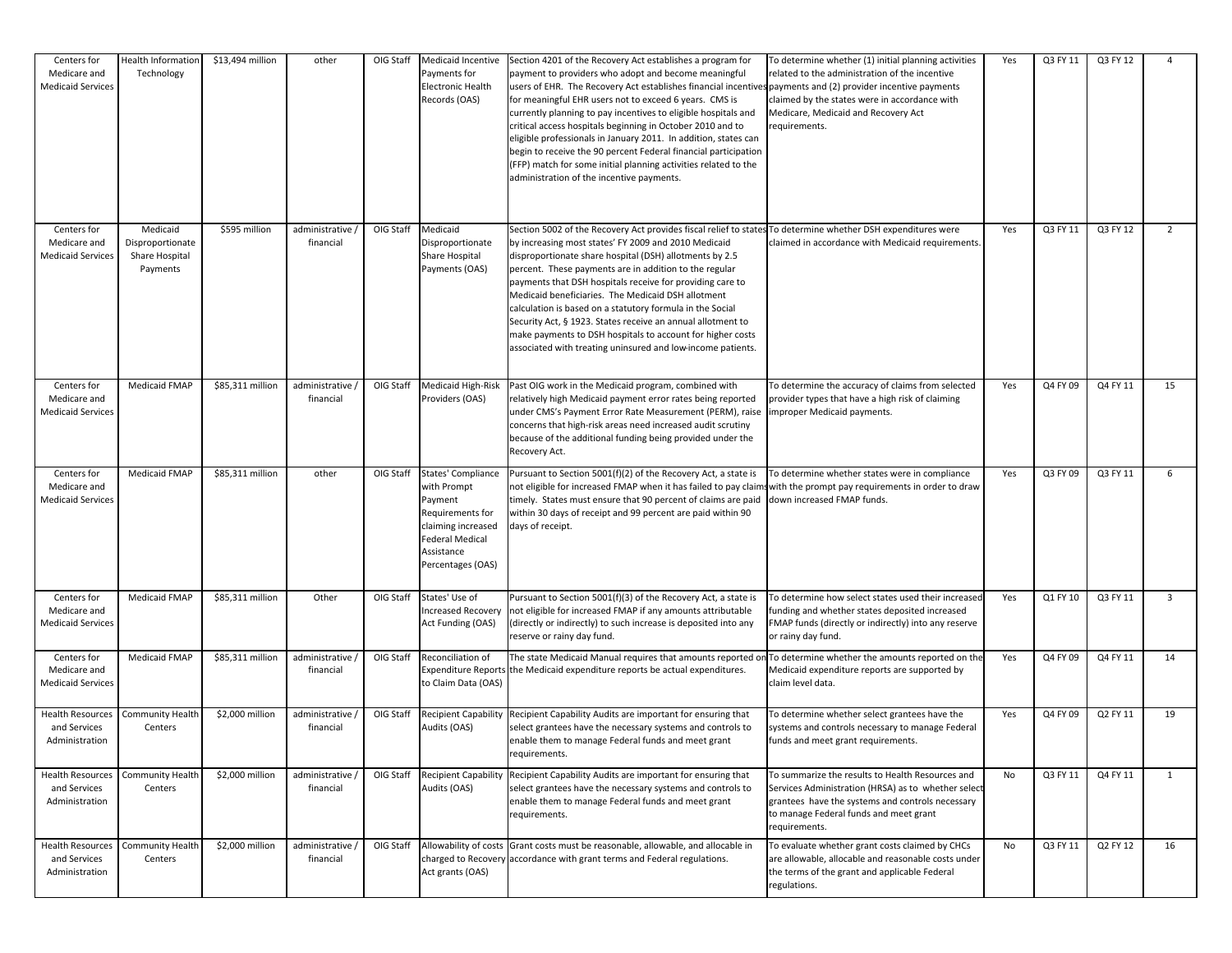| | | | | | | | | | | | |
|---|---|---|---|---|---|---|---|---|---|---|---|
| Centers for Medicare and Medicaid Services | Health Information Technology | $13,494 million | other | OIG Staff | Medicaid Incentive Payments for Electronic Health Records (OAS) | Section 4201 of the Recovery Act establishes a program for payment to providers who adopt and become meaningful users of EHR. The Recovery Act establishes financial incentives for meaningful EHR users not to exceed 6 years. CMS is currently planning to pay incentives to eligible hospitals and critical access hospitals beginning in October 2010 and to eligible professionals in January 2011. In addition, states can begin to receive the 90 percent Federal financial participation (FFP) match for some initial planning activities related to the administration of the incentive payments. | To determine whether (1) initial planning activities related to the administration of the incentive payments and (2) provider incentive payments claimed by the states were in accordance with Medicare, Medicaid and Recovery Act requirements. | Yes | Q3 FY 11 | Q3 FY 12 | 4 |
| Centers for Medicare and Medicaid Services | Medicaid Disproportionate Share Hospital Payments | $595 million | administrative / financial | OIG Staff | Medicaid Disproportionate Share Hospital Payments (OAS) | Section 5002 of the Recovery Act provides fiscal relief to states by increasing most states' FY 2009 and 2010 Medicaid disproportionate share hospital (DSH) allotments by 2.5 percent. These payments are in addition to the regular payments that DSH hospitals receive for providing care to Medicaid beneficiaries. The Medicaid DSH allotment calculation is based on a statutory formula in the Social Security Act, § 1923. States receive an annual allotment to make payments to DSH hospitals to account for higher costs associated with treating uninsured and low-income patients. | To determine whether DSH expenditures were claimed in accordance with Medicaid requirements. | Yes | Q3 FY 11 | Q3 FY 12 | 2 |
| Centers for Medicare and Medicaid Services | Medicaid FMAP | $85,311 million | administrative / financial | OIG Staff | Medicaid High-Risk Providers (OAS) | Past OIG work in the Medicaid program, combined with relatively high Medicaid payment error rates being reported under CMS's Payment Error Rate Measurement (PERM), raise concerns that high-risk areas need increased audit scrutiny because of the additional funding being provided under the Recovery Act. | To determine the accuracy of claims from selected provider types that have a high risk of claiming improper Medicaid payments. | Yes | Q4 FY 09 | Q4 FY 11 | 15 |
| Centers for Medicare and Medicaid Services | Medicaid FMAP | $85,311 million | other | OIG Staff | States' Compliance with Prompt Payment Requirements for claiming increased Federal Medical Assistance Percentages (OAS) | Pursuant to Section 5001(f)(2) of the Recovery Act, a state is not eligible for increased FMAP when it has failed to pay claims timely. States must ensure that 90 percent of claims are paid within 30 days of receipt and 99 percent are paid within 90 days of receipt. | To determine whether states were in compliance with the prompt pay requirements in order to draw down increased FMAP funds. | Yes | Q3 FY 09 | Q3 FY 11 | 6 |
| Centers for Medicare and Medicaid Services | Medicaid FMAP | $85,311 million | Other | OIG Staff | States' Use of Increased Recovery Act Funding (OAS) | Pursuant to Section 5001(f)(3) of the Recovery Act, a state is not eligible for increased FMAP if any amounts attributable (directly or indirectly) to such increase is deposited into any reserve or rainy day fund. | To determine how select states used their increased funding and whether states deposited increased FMAP funds (directly or indirectly) into any reserve or rainy day fund. | Yes | Q1 FY 10 | Q3 FY 11 | 3 |
| Centers for Medicare and Medicaid Services | Medicaid FMAP | $85,311 million | administrative / financial | OIG Staff | Reconciliation of Expenditure Reports to Claim Data (OAS) | The state Medicaid Manual requires that amounts reported on the Medicaid expenditure reports be actual expenditures. | To determine whether the amounts reported on the Medicaid expenditure reports are supported by claim level data. | Yes | Q4 FY 09 | Q4 FY 11 | 14 |
| Health Resources and Services Administration | Community Health Centers | $2,000 million | administrative / financial | OIG Staff | Recipient Capability Audits (OAS) | Recipient Capability Audits are important for ensuring that select grantees have the necessary systems and controls to enable them to manage Federal funds and meet grant requirements. | To determine whether select grantees have the systems and controls necessary to manage Federal funds and meet grant requirements. | Yes | Q4 FY 09 | Q2 FY 11 | 19 |
| Health Resources and Services Administration | Community Health Centers | $2,000 million | administrative / financial | OIG Staff | Recipient Capability Audits (OAS) | Recipient Capability Audits are important for ensuring that select grantees have the necessary systems and controls to enable them to manage Federal funds and meet grant requirements. | To summarize the results to Health Resources and Services Administration (HRSA) as to whether select grantees have the systems and controls necessary to manage Federal funds and meet grant requirements. | No | Q3 FY 11 | Q4 FY 11 | 1 |
| Health Resources and Services Administration | Community Health Centers | $2,000 million | administrative / financial | OIG Staff | Allowability of costs charged to Recovery Act grants (OAS) | Grant costs must be reasonable, allowable, and allocable in accordance with grant terms and Federal regulations. | To evaluate whether grant costs claimed by CHCs are allowable, allocable and reasonable costs under the terms of the grant and applicable Federal regulations. | No | Q3 FY 11 | Q2 FY 12 | 16 |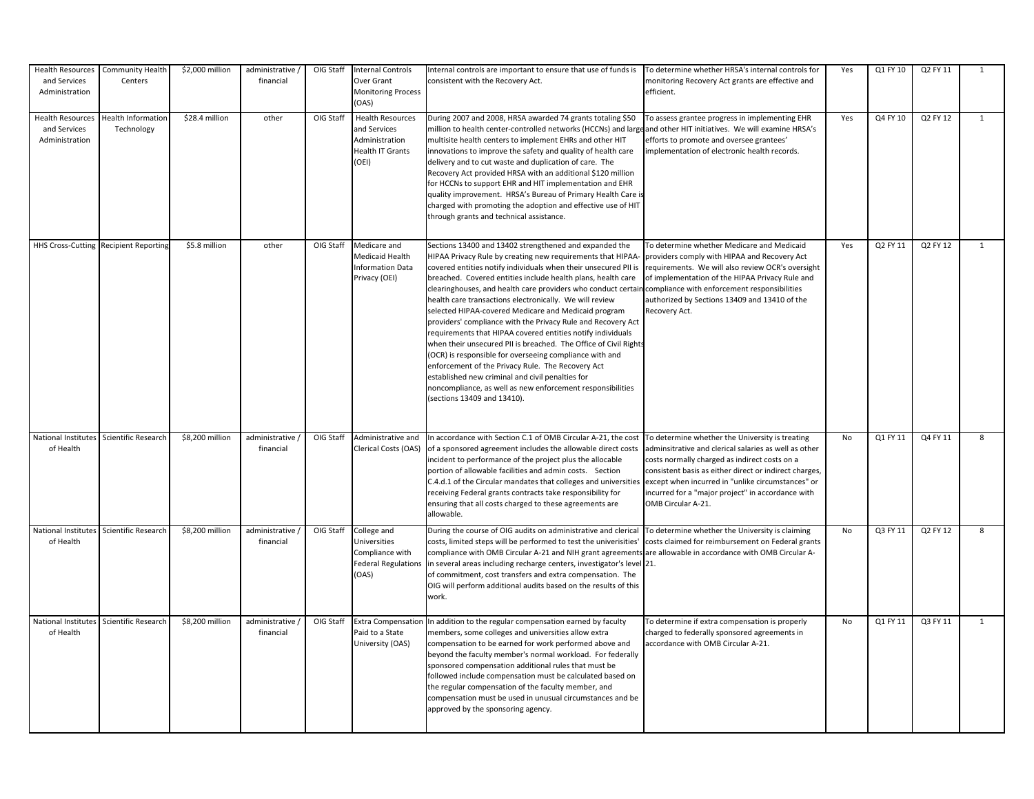| | | | | | | | | | | | |
|---|---|---|---|---|---|---|---|---|---|---|---|
| Health Resources and Services Administration | Community Health Centers | $2,000 million | administrative / financial | OIG Staff | Internal Controls Over Grant Monitoring Process (OAS) | Internal controls are important to ensure that use of funds is consistent with the Recovery Act. | To determine whether HRSA's internal controls for monitoring Recovery Act grants are effective and efficient. | Yes | Q1 FY 10 | Q2 FY 11 | 1 |
| Health Resources and Services Administration | Health Information Technology | $28.4 million | other | OIG Staff | Health Resources and Services Administration Health IT Grants (OEI) | During 2007 and 2008, HRSA awarded 74 grants totaling $50 million to health center-controlled networks (HCCNs) and large multisite health centers to implement EHRs and other HIT innovations to improve the safety and quality of health care delivery and to cut waste and duplication of care. The Recovery Act provided HRSA with an additional $120 million for HCCNs to support EHR and HIT implementation and EHR quality improvement. HRSA's Bureau of Primary Health Care is charged with promoting the adoption and effective use of HIT through grants and technical assistance. | To assess grantee progress in implementing EHR and other HIT initiatives. We will examine HRSA's efforts to promote and oversee grantees' implementation of electronic health records. | Yes | Q4 FY 10 | Q2 FY 12 | 1 |
| HHS Cross-Cutting | Recipient Reporting | $5.8 million | other | OIG Staff | Medicare and Medicaid Health Information Data Privacy (OEI) | Sections 13400 and 13402 strengthened and expanded the HIPAA Privacy Rule by creating new requirements that HIPAA-covered entities notify individuals when their unsecured PII is breached. Covered entities include health plans, health care clearinghouses, and health care providers who conduct certain health care transactions electronically. We will review selected HIPAA-covered Medicare and Medicaid program providers' compliance with the Privacy Rule and Recovery Act requirements that HIPAA covered entities notify individuals when their unsecured PII is breached. The Office of Civil Rights (OCR) is responsible for overseeing compliance with and enforcement of the Privacy Rule. The Recovery Act established new criminal and civil penalties for noncompliance, as well as new enforcement responsibilities (sections 13409 and 13410). | To determine whether Medicare and Medicaid providers comply with HIPAA and Recovery Act requirements. We will also review OCR's oversight of implementation of the HIPAA Privacy Rule and compliance with enforcement responsibilities authorized by Sections 13409 and 13410 of the Recovery Act. | Yes | Q2 FY 11 | Q2 FY 12 | 1 |
| National Institutes of Health | Scientific Research | $8,200 million | administrative / financial | OIG Staff | Administrative and Clerical Costs (OAS) | In accordance with Section C.1 of OMB Circular A-21, the cost of a sponsored agreement includes the allowable direct costs incident to performance of the project plus the allocable portion of allowable facilities and admin costs. Section C.4.d.1 of the Circular mandates that colleges and universities receiving Federal grants contracts take responsibility for ensuring that all costs charged to these agreements are allowable. | To determine whether the University is treating adminsitrative and clerical salaries as well as other costs normally charged as indirect costs on a consistent basis as either direct or indirect charges, except when incurred in "unlike circumstances" or incurred for a "major project" in accordance with OMB Circular A-21. | No | Q1 FY 11 | Q4 FY 11 | 8 |
| National Institutes of Health | Scientific Research | $8,200 million | administrative / financial | OIG Staff | College and Universities Compliance with Federal Regulations (OAS) | During the course of OIG audits on administrative and clerical costs, limited steps will be performed to test the univerisities' compliance with OMB Circular A-21 and NIH grant agreements in several areas including recharge centers, investigator's level of commitment, cost transfers and extra compensation. The OIG will perform additional audits based on the results of this work. | To determine whether the University is claiming costs claimed for reimbursement on Federal grants are allowable in accordance with OMB Circular A-21. | No | Q3 FY 11 | Q2 FY 12 | 8 |
| National Institutes of Health | Scientific Research | $8,200 million | administrative / financial | OIG Staff | Extra Compensation Paid to a State University (OAS) | In addition to the regular compensation earned by faculty members, some colleges and universities allow extra compensation to be earned for work performed above and beyond the faculty member's normal workload. For federally sponsored compensation additional rules that must be followed include compensation must be calculated based on the regular compensation of the faculty member, and compensation must be used in unusual circumstances and be approved by the sponsoring agency. | To determine if extra compensation is properly charged to federally sponsored agreements in accordance with OMB Circular A-21. | No | Q1 FY 11 | Q3 FY 11 | 1 |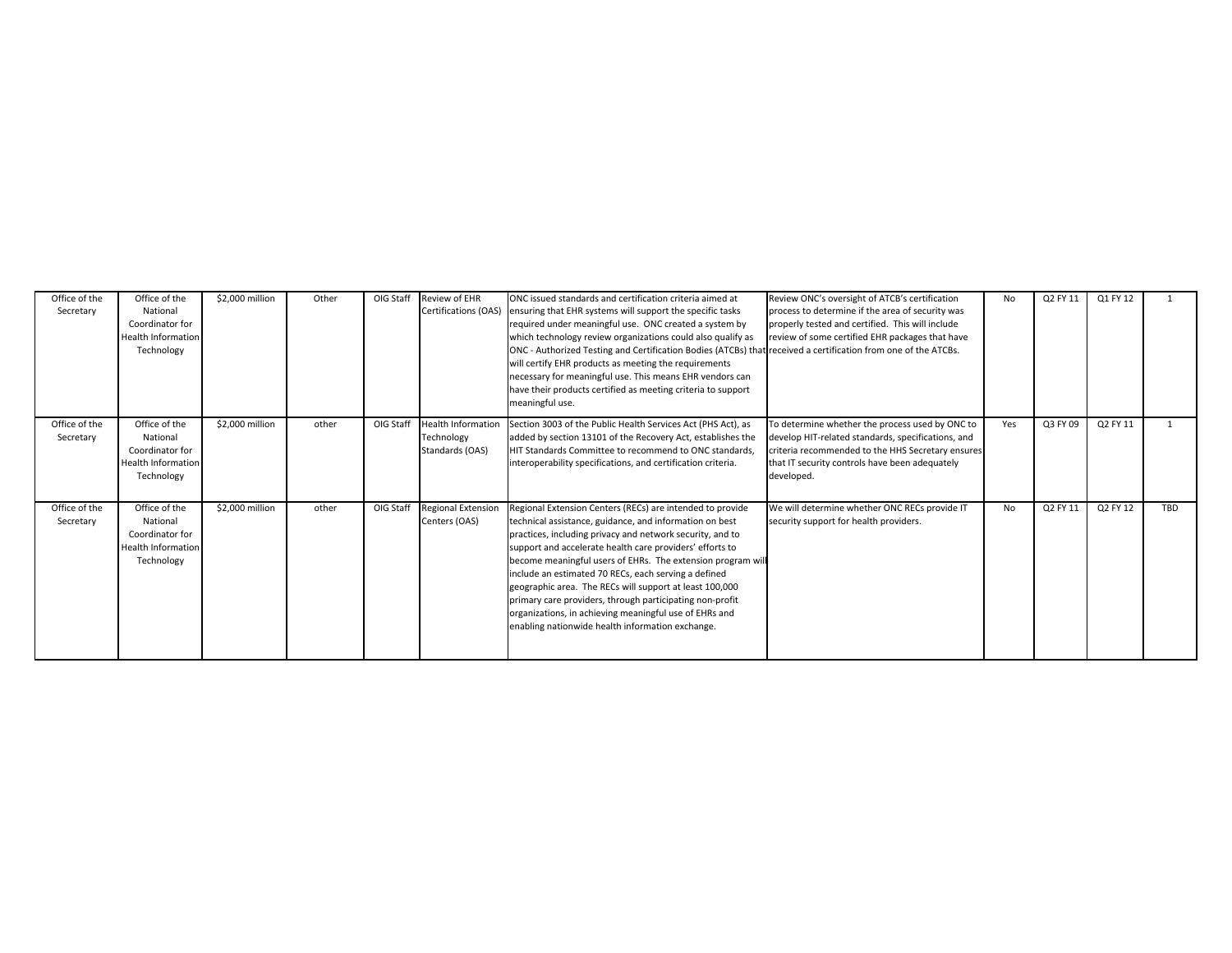| | | | | | | | | | | | |
|---|---|---|---|---|---|---|---|---|---|---|---|
| Office of the Secretary | Office of the National Coordinator for Health Information Technology | $2,000 million | Other | OIG Staff | Review of EHR Certifications (OAS) | ONC issued standards and certification criteria aimed at ensuring that EHR systems will support the specific tasks required under meaningful use. ONC created a system by which technology review organizations could also qualify as ONC - Authorized Testing and Certification Bodies (ATCBs) that will certify EHR products as meeting the requirements necessary for meaningful use. This means EHR vendors can have their products certified as meeting criteria to support meaningful use. | Review ONC's oversight of ATCB's certification process to determine if the area of security was properly tested and certified. This will include review of some certified EHR packages that have received a certification from one of the ATCBs. | No | Q2 FY 11 | Q1 FY 12 | 1 |
| Office of the Secretary | Office of the National Coordinator for Health Information Technology | $2,000 million | other | OIG Staff | Health Information Technology Standards (OAS) | Section 3003 of the Public Health Services Act (PHS Act), as added by section 13101 of the Recovery Act, establishes the HIT Standards Committee to recommend to ONC standards, interoperability specifications, and certification criteria. | To determine whether the process used by ONC to develop HIT-related standards, specifications, and criteria recommended to the HHS Secretary ensures that IT security controls have been adequately developed. | Yes | Q3 FY 09 | Q2 FY 11 | 1 |
| Office of the Secretary | Office of the National Coordinator for Health Information Technology | $2,000 million | other | OIG Staff | Regional Extension Centers (OAS) | Regional Extension Centers (RECs) are intended to provide technical assistance, guidance, and information on best practices, including privacy and network security, and to support and accelerate health care providers' efforts to become meaningful users of EHRs. The extension program will include an estimated 70 RECs, each serving a defined geographic area. The RECs will support at least 100,000 primary care providers, through participating non-profit organizations, in achieving meaningful use of EHRs and enabling nationwide health information exchange. | We will determine whether ONC RECs provide IT security support for health providers. | No | Q2 FY 11 | Q2 FY 12 | TBD |